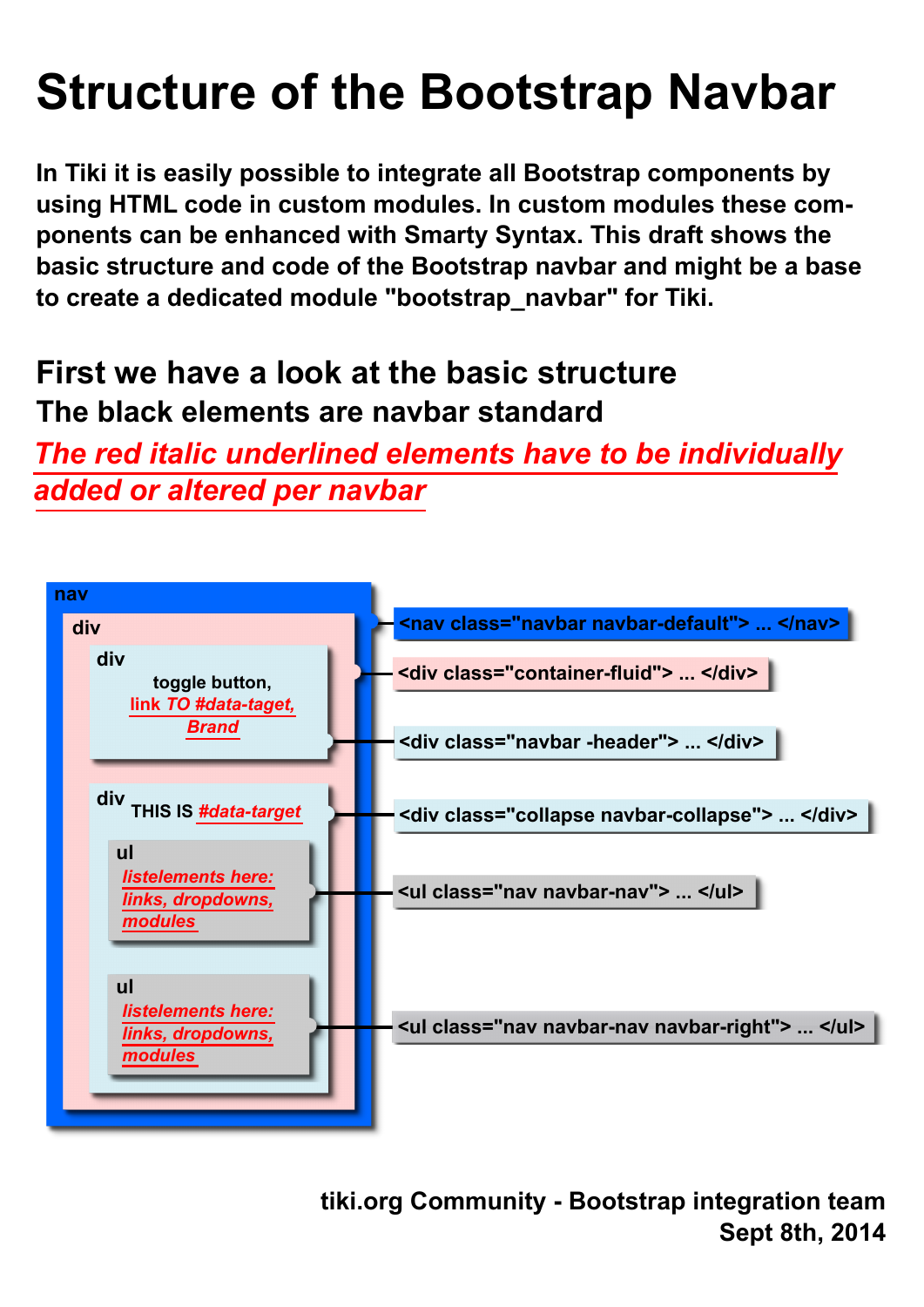# Structure of the Bootstrap Navbar

**In Tiki it is easily possible to integrate all Bootstrap components by using HTML code in custom modules. In custom modules these components can be enhanced with Smarty Syntax. This draft shows the basic structure and code of the Bootstrap navbar and might be a base to create a dedicated module "bootstrap_navbar" for Tiki.**

## First we have a look at the basic structure

### The black elements are navbar standard

### *<u>The red italic underlined elements have to be individually added or altered per navbar</u>*

- **nav** — `<nav class="navbar navbar-default"> ... </nav>`
  - **div** — `<div class="container-fluid"> ... </div>`
    - **div** — `<div class="navbar -header"> ... </div>`
      - toggle button,
      - *<u>link TO #data-taget,</u>*
      - *<u>Brand</u>*
    - **div** THIS IS *<u>#data-target</u>* — `<div class="collapse navbar-collapse"> ... </div>`
      - **ul** — `<ul class="nav navbar-nav"> ... </ul>`
        - *<u>listelements here: links, dropdowns, modules</u>*
      - **ul** — `<ul class="nav navbar-nav navbar-right"> ... </ul>`
        - *<u>listelements here: links, dropdowns, modules</u>*

**tiki.org Community - Bootstrap integration team**
**Sept 8th, 2014**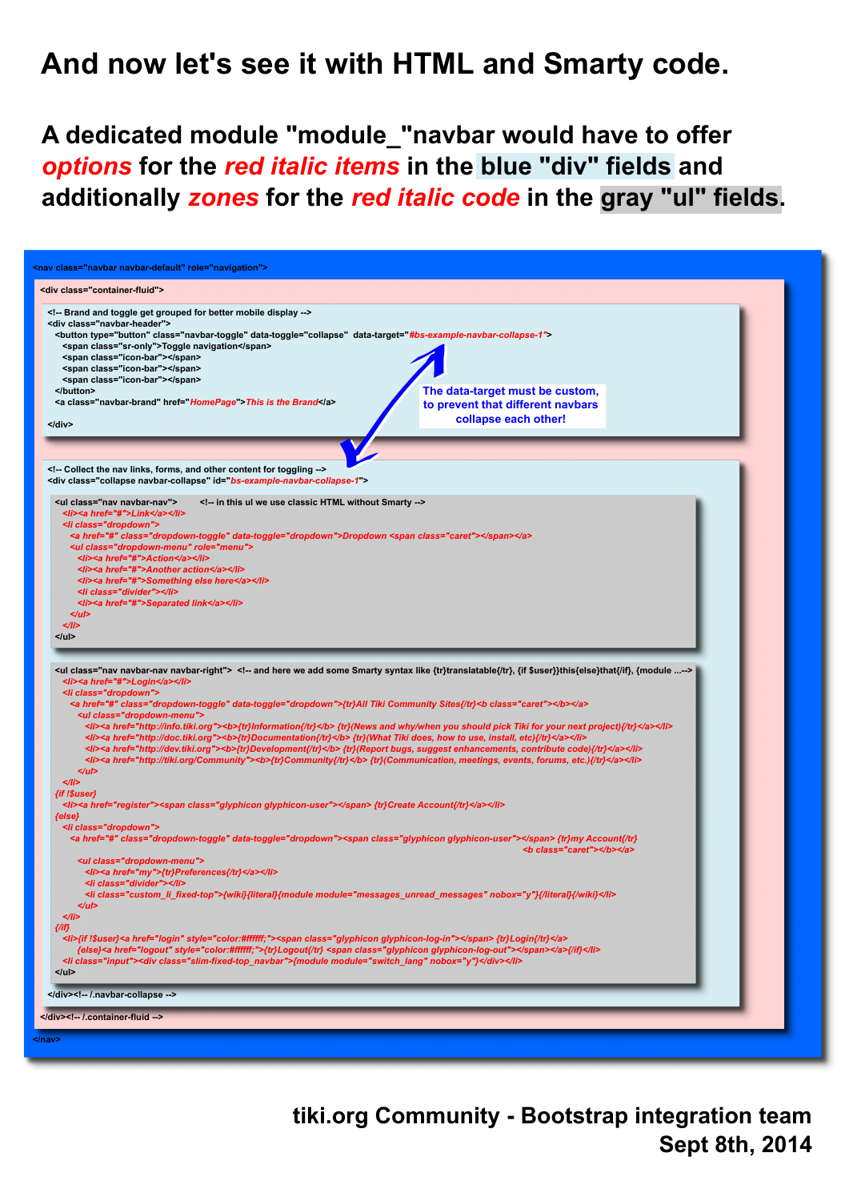# And now let's see it with HTML and Smarty code.

## A dedicated module "module_"navbar would have to offer *options* for the *red italic items* in the blue "div" fields and additionally *zones* for the *red italic code* in the gray "ul" fields.

```
<nav class="navbar navbar-default" role="navigation">

<div class="container-fluid">

  <!-- Brand and toggle get grouped for better mobile display -->
  <div class="navbar-header">
    <button type="button" class="navbar-toggle" data-toggle="collapse"  data-target="#bs-example-navbar-collapse-1">
      <span class="sr-only">Toggle navigation</span>
      <span class="icon-bar"></span>
      <span class="icon-bar"></span>
      <span class="icon-bar"></span>
    </button>
    <a class="navbar-brand" href="HomePage">This is the Brand</a>

  </div>

  <!-- Collect the nav links, forms, and other content for toggling -->
  <div class="collapse navbar-collapse" id="bs-example-navbar-collapse-1">

    <ul class="nav navbar-nav">        <!-- in this ul we use classic HTML without Smarty -->
      <li><a href="#">Link</a></li>
      <li class="dropdown">
        <a href="#" class="dropdown-toggle" data-toggle="dropdown">Dropdown <span class="caret"></span></a>
        <ul class="dropdown-menu" role="menu">
          <li><a href="#">Action</a></li>
          <li><a href="#">Another action</a></li>
          <li><a href="#">Something else here</a></li>
          <li class="divider"></li>
          <li><a href="#">Separated link</a></li>
        </ul>
      </li>
    </ul>

    <ul class="nav navbar-nav navbar-right">  <!-- and here we add some Smarty syntax like {tr}translatable{/tr}, {if $user}this{else}that{/if}, {module ...-->
      <li><a href="#">Login</a></li>
      <li class="dropdown">
        <a href="#" class="dropdown-toggle" data-toggle="dropdown">{tr}All Tiki Community Sites{/tr}<b class="caret"></b></a>
          <ul class="dropdown-menu">
            <li><a href="http://info.tiki.org"><b>{tr}Information{/tr}</b> {tr}(News and why/when you should pick Tiki for your next project){/tr}</a></li>
            <li><a href="http://doc.tiki.org"><b>{tr}Documentation{/tr}</b> {tr}(What Tiki does, how to use, install, etc){/tr}</a></li>
            <li><a href="http://dev.tiki.org"><b>{tr}Development{/tr}</b> {tr}(Report bugs, suggest enhancements, contribute code){/tr}</a></li>
            <li><a href="http://tiki.org/Community"><b>{tr}Community{/tr}</b> {tr}(Communication, meetings, events, forums, etc.){/tr}</a></li>
          </ul>
      </li>
    {if !$user}
      <li><a href="register"><span class="glyphicon glyphicon-user"></span> {tr}Create Account{/tr}</a></li>
    {else}
      <li class="dropdown">
        <a href="#" class="dropdown-toggle" data-toggle="dropdown"><span class="glyphicon glyphicon-user"></span> {tr}my Account{/tr}
                                                                                    <b class="caret"></b></a>
          <ul class="dropdown-menu">
            <li><a href="my">{tr}Preferences{/tr}</a></li>
            <li class="divider"></li>
            <li class="custom_li_fixed-top">{wiki}{literal}{module module="messages_unread_messages" nobox="y"}{/literal}{/wiki}</li>
          </ul>
      </li>
    {/if}
      <li>{if !$user}<a href="login" style="color:#ffffff;"><span class="glyphicon glyphicon-log-in"></span> {tr}Login{/tr}</a>
          {else}<a href="logout" style="color:#ffffff;">{tr}Logout{/tr} <span class="glyphicon glyphicon-log-out"></span></a>{/if}</li>
      <li class="input"><div class="slim-fixed-top_navbar">{module module="switch_lang" nobox="y"}</div></li>
    </ul>

  </div><!-- /.navbar-collapse -->

</div><!-- /.container-fluid -->

</nav>
```

The data-target must be custom, to prevent that different navbars collapse each other!

**tiki.org Community - Bootstrap integration team**
**Sept 8th, 2014**